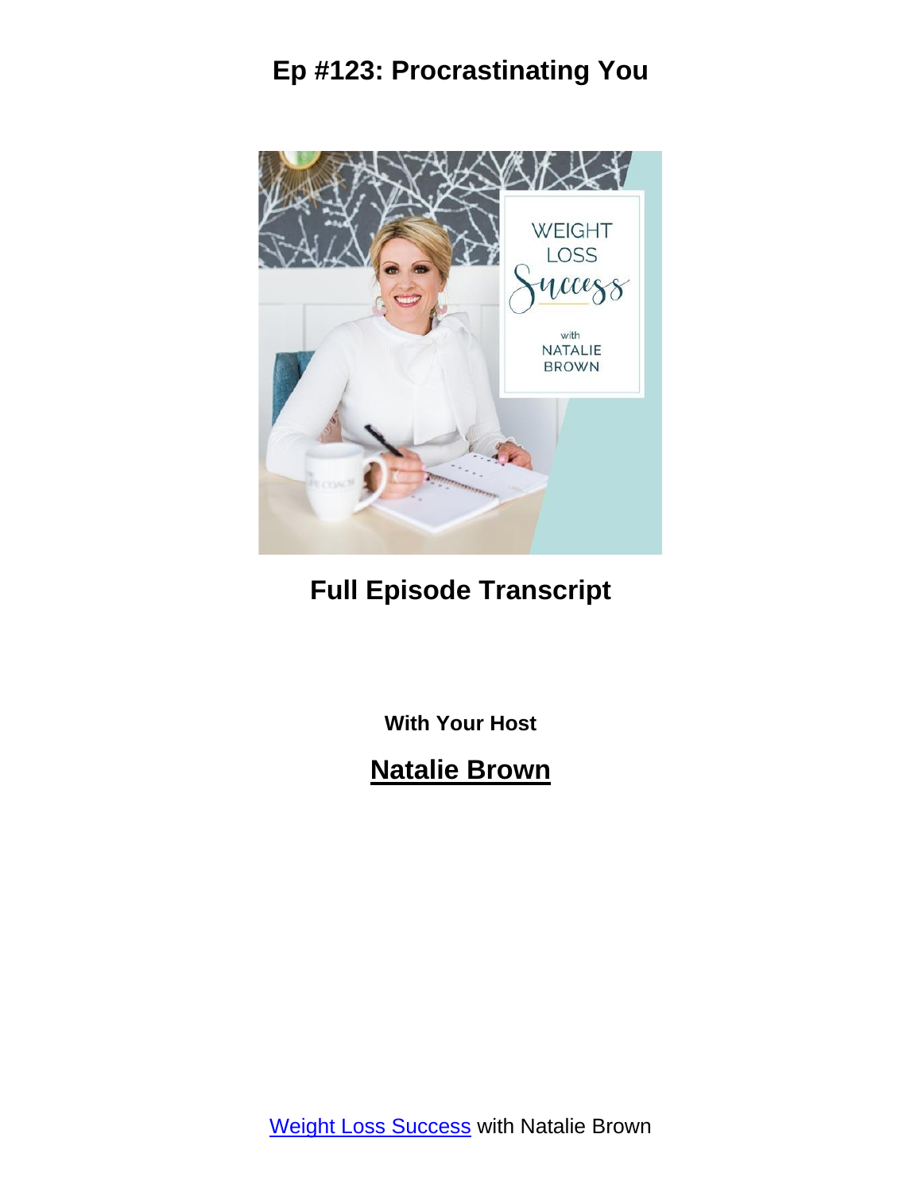# Ep #123: Procrastinating You

## Full Episode Transcript

**With Your Host**

## Natalie Brown

Weight Loss Success with Natalie Brown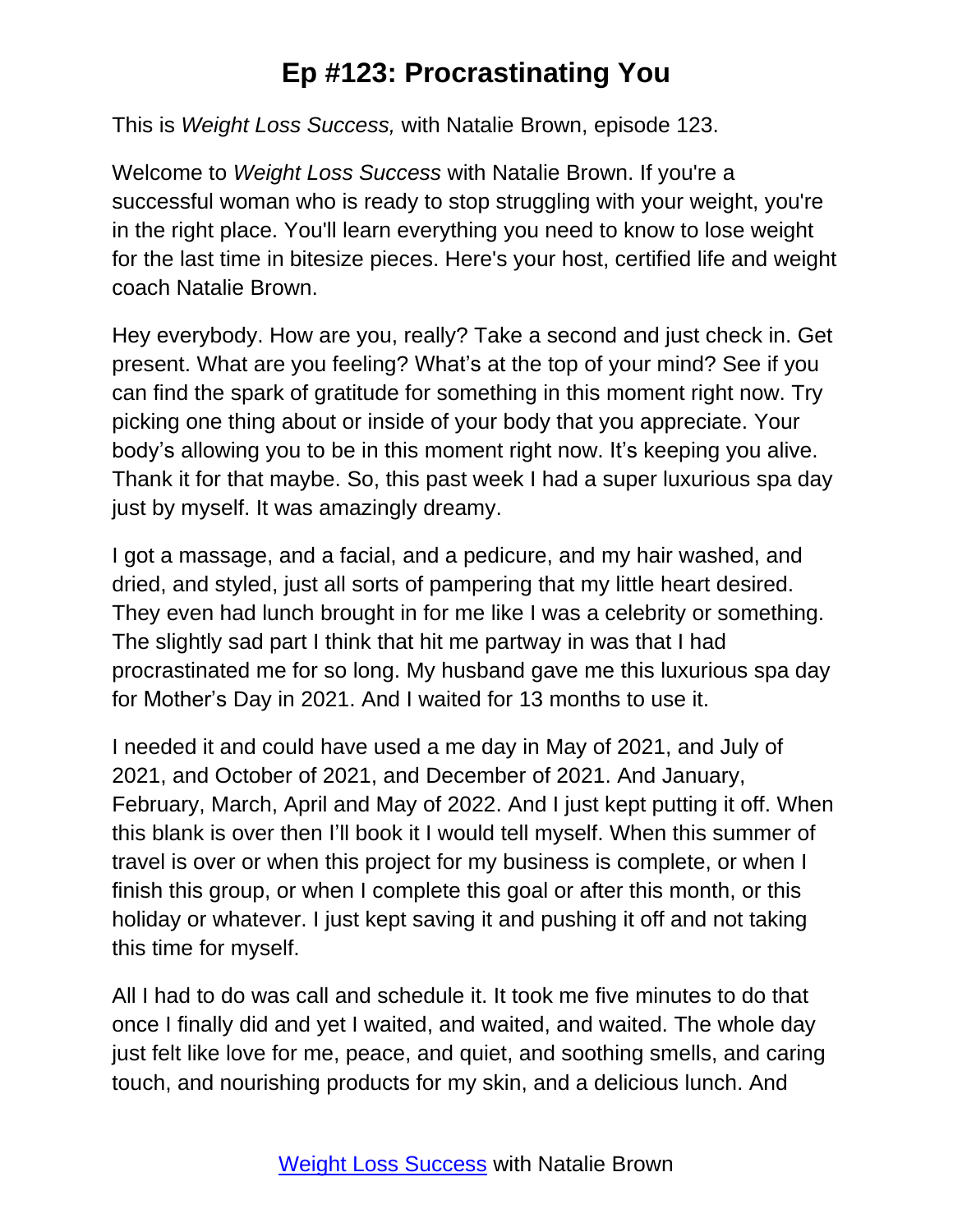# Ep #123: Procrastinating You

This is *Weight Loss Success,* with Natalie Brown, episode 123.

Welcome to *Weight Loss Success* with Natalie Brown. If you're a successful woman who is ready to stop struggling with your weight, you're in the right place. You'll learn everything you need to know to lose weight for the last time in bitesize pieces. Here's your host, certified life and weight coach Natalie Brown.

Hey everybody. How are you, really? Take a second and just check in. Get present. What are you feeling? What's at the top of your mind? See if you can find the spark of gratitude for something in this moment right now. Try picking one thing about or inside of your body that you appreciate. Your body's allowing you to be in this moment right now. It's keeping you alive. Thank it for that maybe. So, this past week I had a super luxurious spa day just by myself. It was amazingly dreamy.

I got a massage, and a facial, and a pedicure, and my hair washed, and dried, and styled, just all sorts of pampering that my little heart desired. They even had lunch brought in for me like I was a celebrity or something. The slightly sad part I think that hit me partway in was that I had procrastinated me for so long. My husband gave me this luxurious spa day for Mother's Day in 2021. And I waited for 13 months to use it.

I needed it and could have used a me day in May of 2021, and July of 2021, and October of 2021, and December of 2021. And January, February, March, April and May of 2022. And I just kept putting it off. When this blank is over then I'll book it I would tell myself. When this summer of travel is over or when this project for my business is complete, or when I finish this group, or when I complete this goal or after this month, or this holiday or whatever. I just kept saving it and pushing it off and not taking this time for myself.

All I had to do was call and schedule it. It took me five minutes to do that once I finally did and yet I waited, and waited, and waited. The whole day just felt like love for me, peace, and quiet, and soothing smells, and caring touch, and nourishing products for my skin, and a delicious lunch. And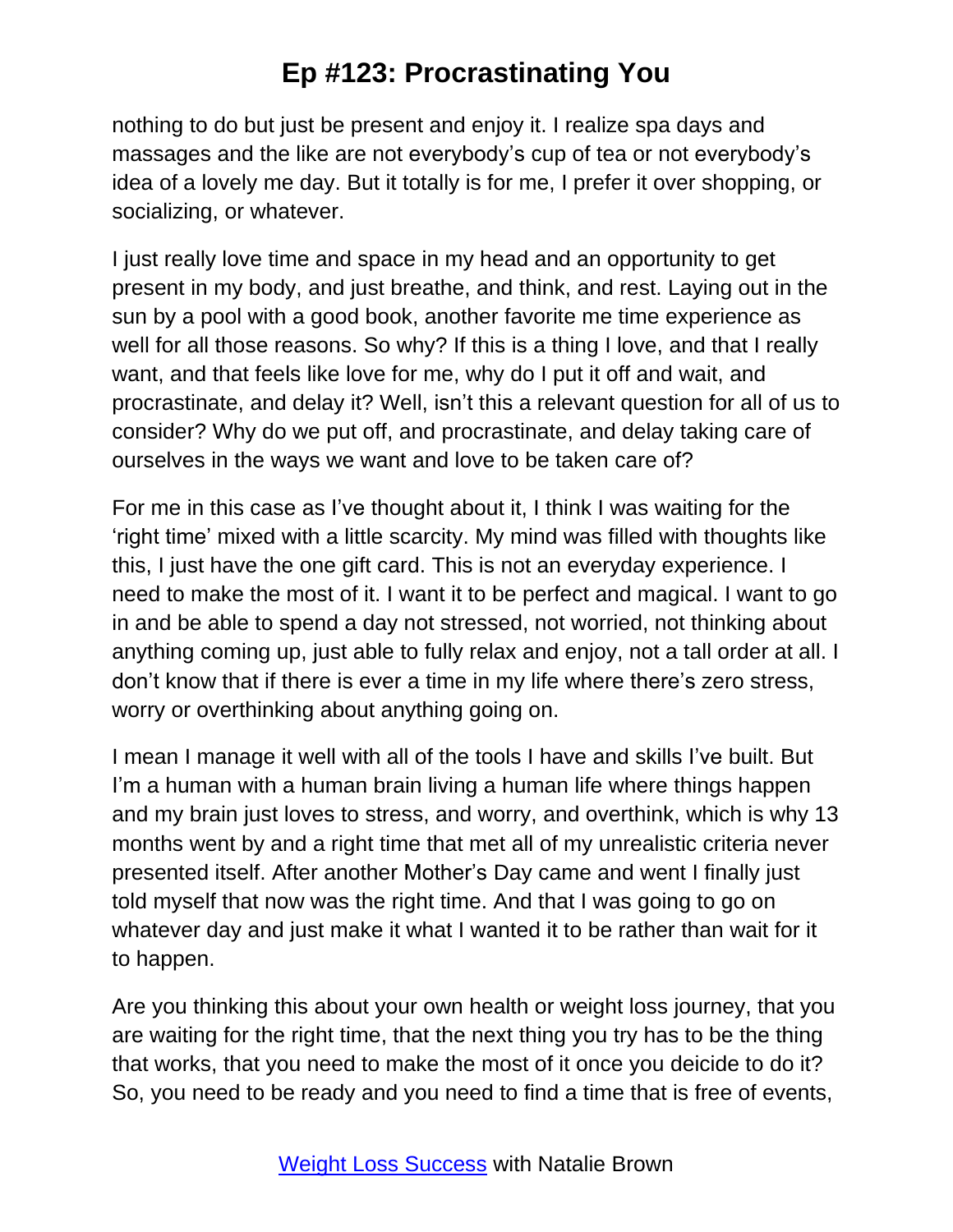nothing to do but just be present and enjoy it. I realize spa days and massages and the like are not everybody's cup of tea or not everybody's idea of a lovely me day. But it totally is for me, I prefer it over shopping, or socializing, or whatever.

I just really love time and space in my head and an opportunity to get present in my body, and just breathe, and think, and rest. Laying out in the sun by a pool with a good book, another favorite me time experience as well for all those reasons. So why? If this is a thing I love, and that I really want, and that feels like love for me, why do I put it off and wait, and procrastinate, and delay it? Well, isn't this a relevant question for all of us to consider? Why do we put off, and procrastinate, and delay taking care of ourselves in the ways we want and love to be taken care of?

For me in this case as I've thought about it, I think I was waiting for the 'right time' mixed with a little scarcity. My mind was filled with thoughts like this, I just have the one gift card. This is not an everyday experience. I need to make the most of it. I want it to be perfect and magical. I want to go in and be able to spend a day not stressed, not worried, not thinking about anything coming up, just able to fully relax and enjoy, not a tall order at all. I don't know that if there is ever a time in my life where there's zero stress, worry or overthinking about anything going on.

I mean I manage it well with all of the tools I have and skills I've built. But I'm a human with a human brain living a human life where things happen and my brain just loves to stress, and worry, and overthink, which is why 13 months went by and a right time that met all of my unrealistic criteria never presented itself. After another Mother's Day came and went I finally just told myself that now was the right time. And that I was going to go on whatever day and just make it what I wanted it to be rather than wait for it to happen.

Are you thinking this about your own health or weight loss journey, that you are waiting for the right time, that the next thing you try has to be the thing that works, that you need to make the most of it once you deicide to do it? So, you need to be ready and you need to find a time that is free of events,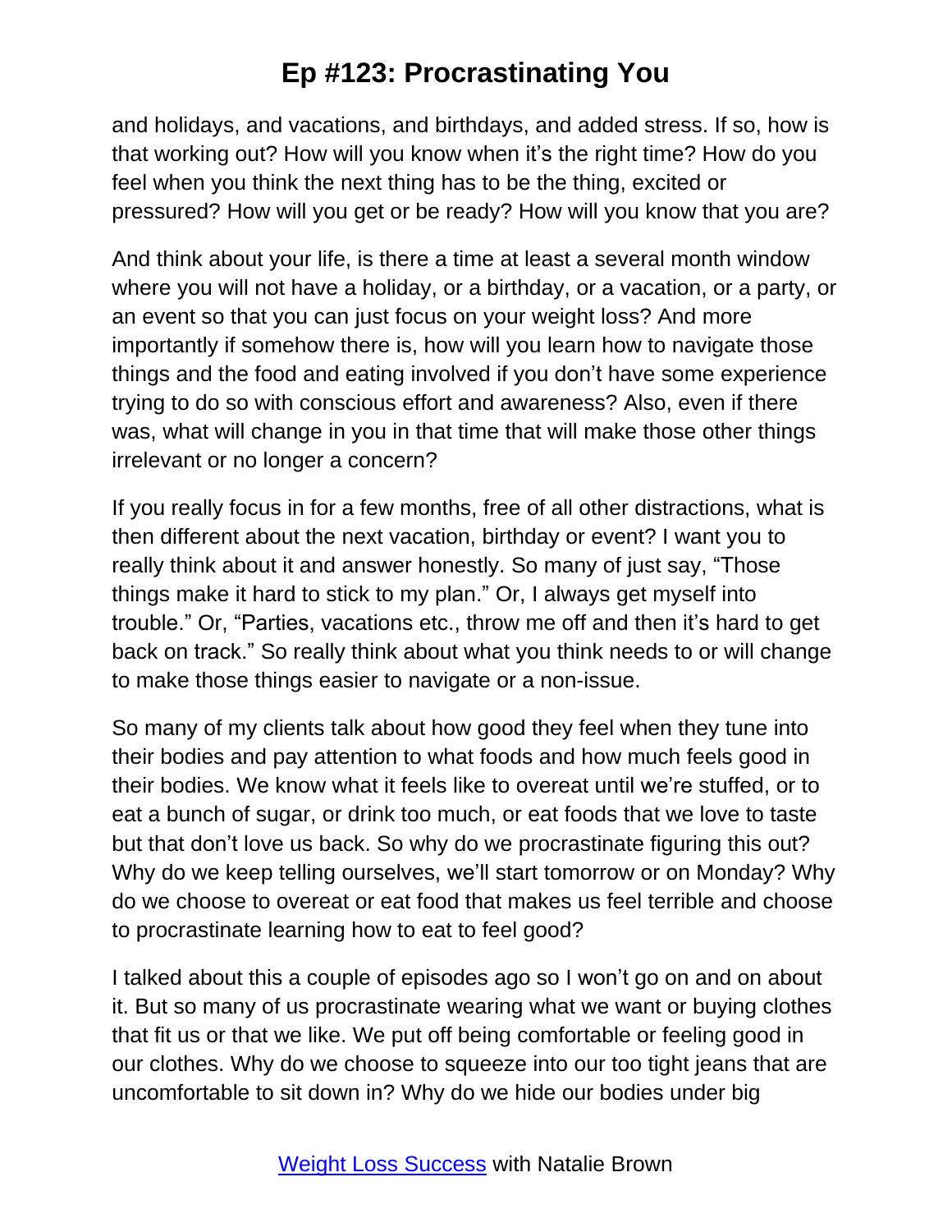and holidays, and vacations, and birthdays, and added stress. If so, how is that working out? How will you know when it's the right time? How do you feel when you think the next thing has to be the thing, excited or pressured? How will you get or be ready? How will you know that you are?

And think about your life, is there a time at least a several month window where you will not have a holiday, or a birthday, or a vacation, or a party, or an event so that you can just focus on your weight loss? And more importantly if somehow there is, how will you learn how to navigate those things and the food and eating involved if you don't have some experience trying to do so with conscious effort and awareness? Also, even if there was, what will change in you in that time that will make those other things irrelevant or no longer a concern?

If you really focus in for a few months, free of all other distractions, what is then different about the next vacation, birthday or event? I want you to really think about it and answer honestly. So many of just say, "Those things make it hard to stick to my plan." Or, I always get myself into trouble." Or, "Parties, vacations etc., throw me off and then it's hard to get back on track." So really think about what you think needs to or will change to make those things easier to navigate or a non-issue.

So many of my clients talk about how good they feel when they tune into their bodies and pay attention to what foods and how much feels good in their bodies. We know what it feels like to overeat until we're stuffed, or to eat a bunch of sugar, or drink too much, or eat foods that we love to taste but that don't love us back. So why do we procrastinate figuring this out? Why do we keep telling ourselves, we'll start tomorrow or on Monday? Why do we choose to overeat or eat food that makes us feel terrible and choose to procrastinate learning how to eat to feel good?

I talked about this a couple of episodes ago so I won't go on and on about it. But so many of us procrastinate wearing what we want or buying clothes that fit us or that we like. We put off being comfortable or feeling good in our clothes. Why do we choose to squeeze into our too tight jeans that are uncomfortable to sit down in? Why do we hide our bodies under big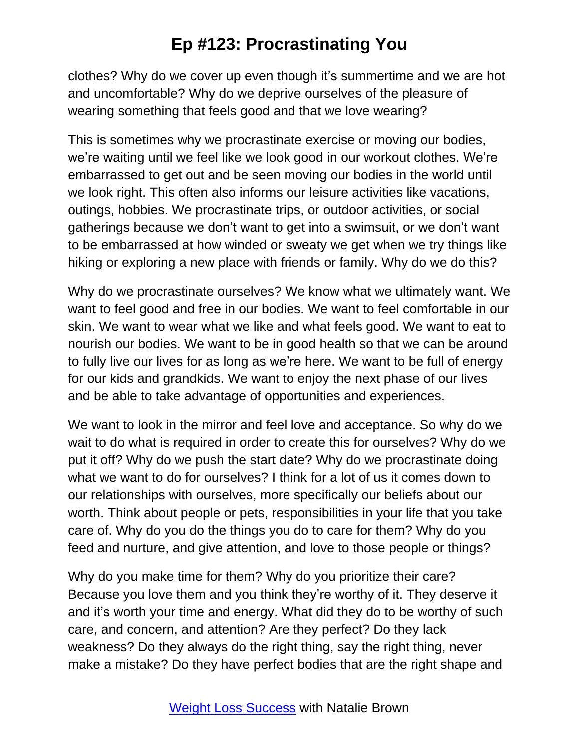clothes? Why do we cover up even though it's summertime and we are hot and uncomfortable? Why do we deprive ourselves of the pleasure of wearing something that feels good and that we love wearing?

This is sometimes why we procrastinate exercise or moving our bodies, we're waiting until we feel like we look good in our workout clothes. We're embarrassed to get out and be seen moving our bodies in the world until we look right. This often also informs our leisure activities like vacations, outings, hobbies. We procrastinate trips, or outdoor activities, or social gatherings because we don't want to get into a swimsuit, or we don't want to be embarrassed at how winded or sweaty we get when we try things like hiking or exploring a new place with friends or family. Why do we do this?

Why do we procrastinate ourselves? We know what we ultimately want. We want to feel good and free in our bodies. We want to feel comfortable in our skin. We want to wear what we like and what feels good. We want to eat to nourish our bodies. We want to be in good health so that we can be around to fully live our lives for as long as we're here. We want to be full of energy for our kids and grandkids. We want to enjoy the next phase of our lives and be able to take advantage of opportunities and experiences.

We want to look in the mirror and feel love and acceptance. So why do we wait to do what is required in order to create this for ourselves? Why do we put it off? Why do we push the start date? Why do we procrastinate doing what we want to do for ourselves? I think for a lot of us it comes down to our relationships with ourselves, more specifically our beliefs about our worth. Think about people or pets, responsibilities in your life that you take care of. Why do you do the things you do to care for them? Why do you feed and nurture, and give attention, and love to those people or things?

Why do you make time for them? Why do you prioritize their care? Because you love them and you think they're worthy of it. They deserve it and it's worth your time and energy. What did they do to be worthy of such care, and concern, and attention? Are they perfect? Do they lack weakness? Do they always do the right thing, say the right thing, never make a mistake? Do they have perfect bodies that are the right shape and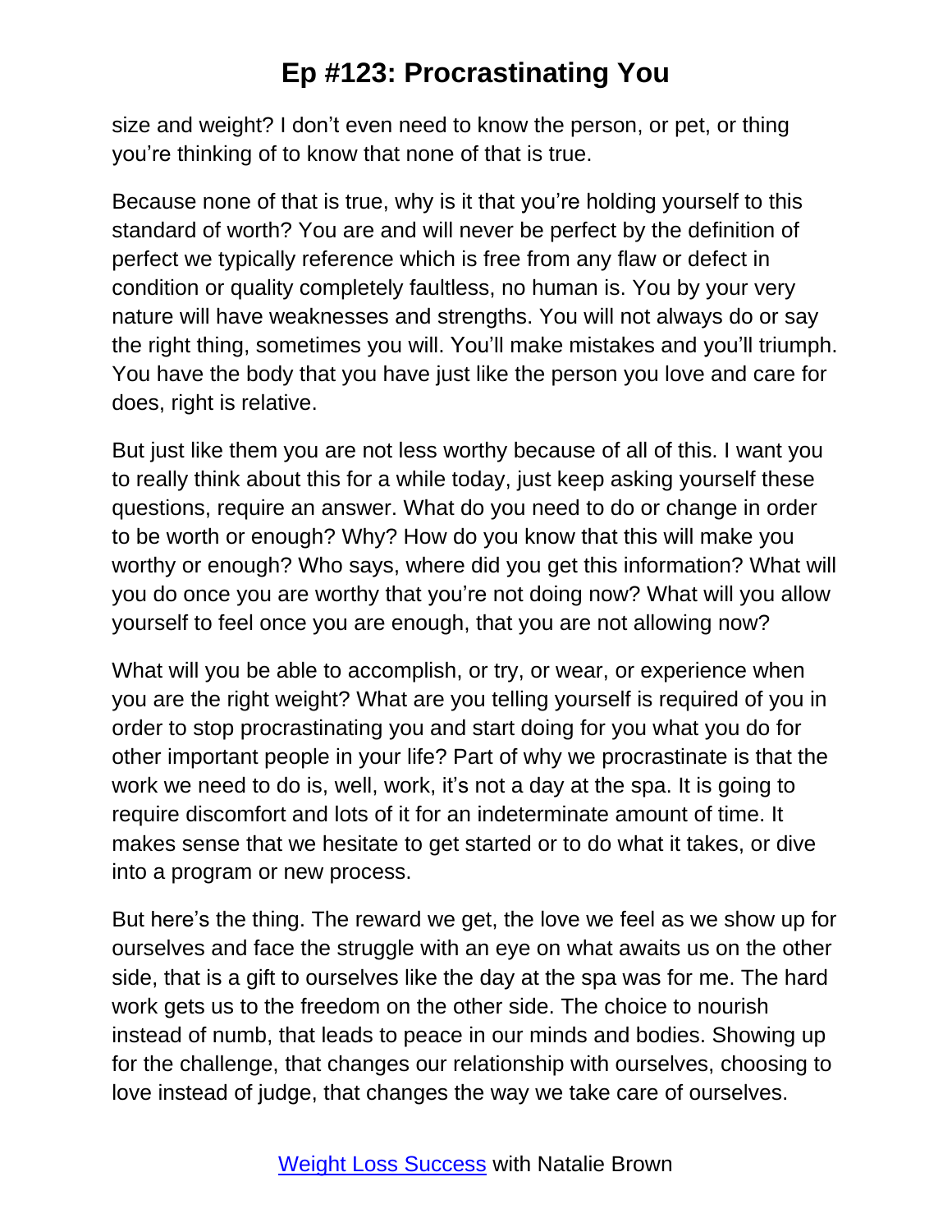size and weight? I don't even need to know the person, or pet, or thing you're thinking of to know that none of that is true.

Because none of that is true, why is it that you're holding yourself to this standard of worth? You are and will never be perfect by the definition of perfect we typically reference which is free from any flaw or defect in condition or quality completely faultless, no human is. You by your very nature will have weaknesses and strengths. You will not always do or say the right thing, sometimes you will. You'll make mistakes and you'll triumph. You have the body that you have just like the person you love and care for does, right is relative.

But just like them you are not less worthy because of all of this. I want you to really think about this for a while today, just keep asking yourself these questions, require an answer. What do you need to do or change in order to be worth or enough? Why? How do you know that this will make you worthy or enough? Who says, where did you get this information? What will you do once you are worthy that you're not doing now? What will you allow yourself to feel once you are enough, that you are not allowing now?

What will you be able to accomplish, or try, or wear, or experience when you are the right weight? What are you telling yourself is required of you in order to stop procrastinating you and start doing for you what you do for other important people in your life? Part of why we procrastinate is that the work we need to do is, well, work, it's not a day at the spa. It is going to require discomfort and lots of it for an indeterminate amount of time. It makes sense that we hesitate to get started or to do what it takes, or dive into a program or new process.

But here's the thing. The reward we get, the love we feel as we show up for ourselves and face the struggle with an eye on what awaits us on the other side, that is a gift to ourselves like the day at the spa was for me. The hard work gets us to the freedom on the other side. The choice to nourish instead of numb, that leads to peace in our minds and bodies. Showing up for the challenge, that changes our relationship with ourselves, choosing to love instead of judge, that changes the way we take care of ourselves.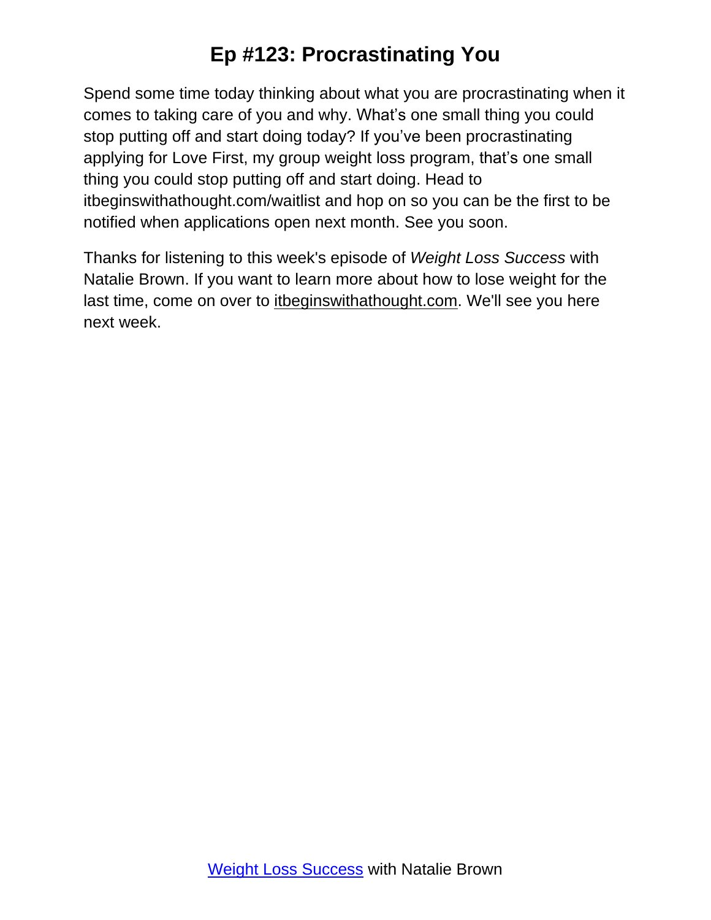# Ep #123: Procrastinating You

Spend some time today thinking about what you are procrastinating when it comes to taking care of you and why. What's one small thing you could stop putting off and start doing today? If you've been procrastinating applying for Love First, my group weight loss program, that's one small thing you could stop putting off and start doing. Head to itbeginswithathought.com/waitlist and hop on so you can be the first to be notified when applications open next month. See you soon.

Thanks for listening to this week's episode of *Weight Loss Success* with Natalie Brown. If you want to learn more about how to lose weight for the last time, come on over to itbeginswithathought.com. We'll see you here next week.